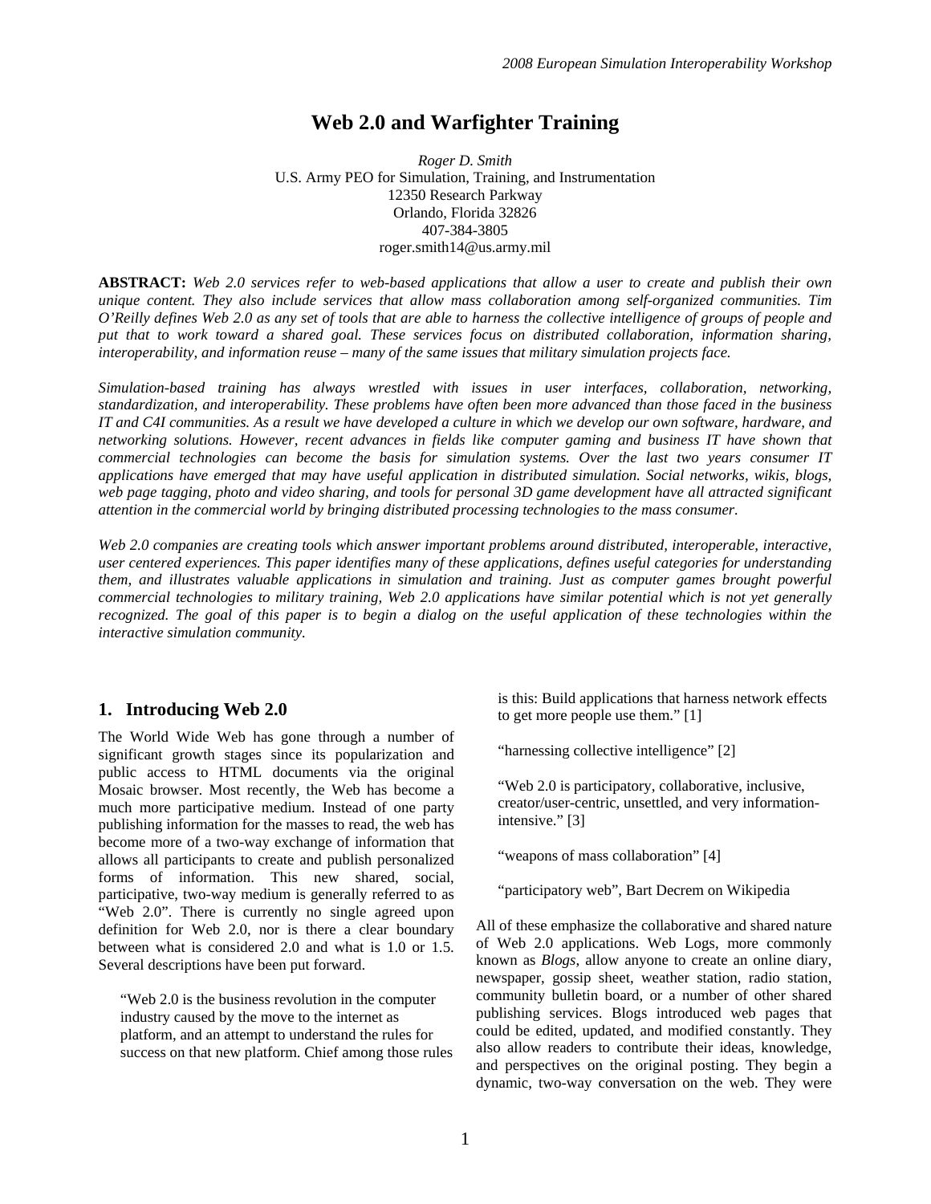# Web 2.0 and Warfighter Training

*Roger D. Smith*
U.S. Army PEO for Simulation, Training, and Instrumentation
12350 Research Parkway
Orlando, Florida 32826
407-384-3805
roger.smith14@us.army.mil

**ABSTRACT:** *Web 2.0 services refer to web-based applications that allow a user to create and publish their own unique content. They also include services that allow mass collaboration among self-organized communities. Tim O'Reilly defines Web 2.0 as any set of tools that are able to harness the collective intelligence of groups of people and put that to work toward a shared goal. These services focus on distributed collaboration, information sharing, interoperability, and information reuse – many of the same issues that military simulation projects face.*

*Simulation-based training has always wrestled with issues in user interfaces, collaboration, networking, standardization, and interoperability. These problems have often been more advanced than those faced in the business IT and C4I communities. As a result we have developed a culture in which we develop our own software, hardware, and networking solutions. However, recent advances in fields like computer gaming and business IT have shown that commercial technologies can become the basis for simulation systems. Over the last two years consumer IT applications have emerged that may have useful application in distributed simulation. Social networks, wikis, blogs, web page tagging, photo and video sharing, and tools for personal 3D game development have all attracted significant attention in the commercial world by bringing distributed processing technologies to the mass consumer.*

*Web 2.0 companies are creating tools which answer important problems around distributed, interoperable, interactive, user centered experiences. This paper identifies many of these applications, defines useful categories for understanding them, and illustrates valuable applications in simulation and training. Just as computer games brought powerful commercial technologies to military training, Web 2.0 applications have similar potential which is not yet generally recognized. The goal of this paper is to begin a dialog on the useful application of these technologies within the interactive simulation community.*

## 1. Introducing Web 2.0

The World Wide Web has gone through a number of significant growth stages since its popularization and public access to HTML documents via the original Mosaic browser. Most recently, the Web has become a much more participative medium. Instead of one party publishing information for the masses to read, the web has become more of a two-way exchange of information that allows all participants to create and publish personalized forms of information. This new shared, social, participative, two-way medium is generally referred to as "Web 2.0". There is currently no single agreed upon definition for Web 2.0, nor is there a clear boundary between what is considered 2.0 and what is 1.0 or 1.5. Several descriptions have been put forward.

> "Web 2.0 is the business revolution in the computer industry caused by the move to the internet as platform, and an attempt to understand the rules for success on that new platform. Chief among those rules is this: Build applications that harness network effects to get more people use them." [1]

> "harnessing collective intelligence" [2]

> "Web 2.0 is participatory, collaborative, inclusive, creator/user-centric, unsettled, and very information-intensive." [3]

> "weapons of mass collaboration" [4]

> "participatory web", Bart Decrem on Wikipedia

All of these emphasize the collaborative and shared nature of Web 2.0 applications. Web Logs, more commonly known as *Blogs*, allow anyone to create an online diary, newspaper, gossip sheet, weather station, radio station, community bulletin board, or a number of other shared publishing services. Blogs introduced web pages that could be edited, updated, and modified constantly. They also allow readers to contribute their ideas, knowledge, and perspectives on the original posting. They begin a dynamic, two-way conversation on the web. They were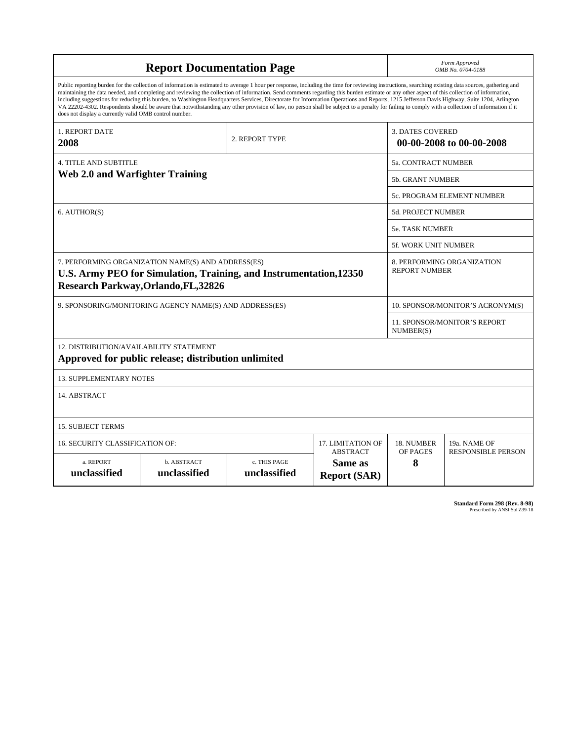# Report Documentation Page

*Form Approved*
*OMB No. 0704-0188*

Public reporting burden for the collection of information is estimated to average 1 hour per response, including the time for reviewing instructions, searching existing data sources, gathering and maintaining the data needed, and completing and reviewing the collection of information. Send comments regarding this burden estimate or any other aspect of this collection of information, including suggestions for reducing this burden, to Washington Headquarters Services, Directorate for Information Operations and Reports, 1215 Jefferson Davis Highway, Suite 1204, Arlington VA 22202-4302. Respondents should be aware that notwithstanding any other provision of law, no person shall be subject to a penalty for failing to comply with a collection of information if it does not display a currently valid OMB control number.

| | | |
|---|---|---|
| 1. REPORT DATE **2008** | 2. REPORT TYPE | 3. DATES COVERED **00-00-2008 to 00-00-2008** |

| | |
|---|---|
| 4. TITLE AND SUBTITLE **Web 2.0 and Warfighter Training** | 5a. CONTRACT NUMBER |
| | 5b. GRANT NUMBER |
| | 5c. PROGRAM ELEMENT NUMBER |
| 6. AUTHOR(S) | 5d. PROJECT NUMBER |
| | 5e. TASK NUMBER |
| | 5f. WORK UNIT NUMBER |
| 7. PERFORMING ORGANIZATION NAME(S) AND ADDRESS(ES) **U.S. Army PEO for Simulation, Training, and Instrumentation,12350 Research Parkway,Orlando,FL,32826** | 8. PERFORMING ORGANIZATION REPORT NUMBER |
| 9. SPONSORING/MONITORING AGENCY NAME(S) AND ADDRESS(ES) | 10. SPONSOR/MONITOR'S ACRONYM(S) |
| | 11. SPONSOR/MONITOR'S REPORT NUMBER(S) |

12. DISTRIBUTION/AVAILABILITY STATEMENT
**Approved for public release; distribution unlimited**

13. SUPPLEMENTARY NOTES

14. ABSTRACT

15. SUBJECT TERMS

| 16. SECURITY CLASSIFICATION OF: | | | 17. LIMITATION OF ABSTRACT | 18. NUMBER OF PAGES | 19a. NAME OF RESPONSIBLE PERSON |
|---|---|---|---|---|---|
| a. REPORT **unclassified** | b. ABSTRACT **unclassified** | c. THIS PAGE **unclassified** | **Same as Report (SAR)** | **8** | |

**Standard Form 298 (Rev. 8-98)**
Prescribed by ANSI Std Z39-18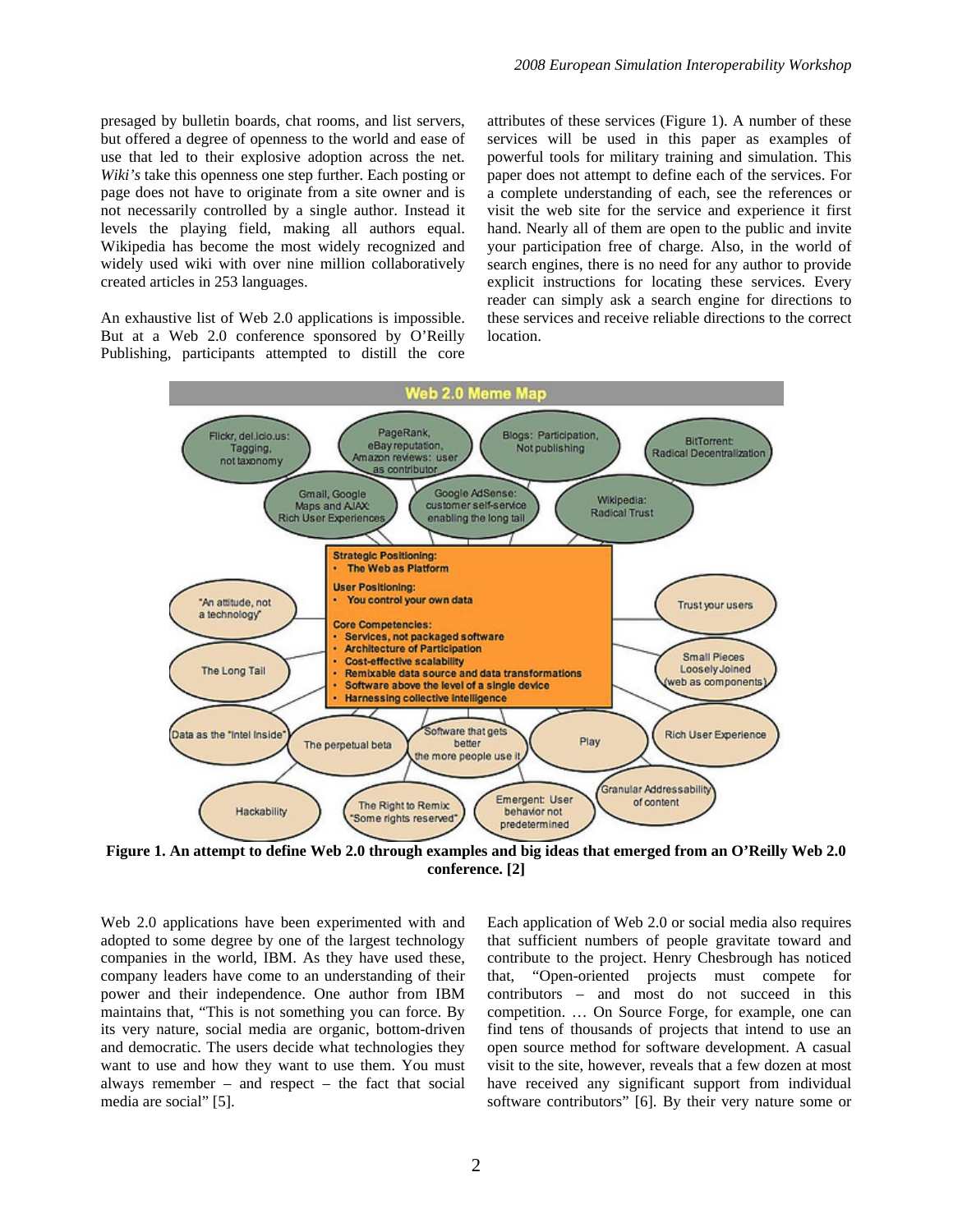presaged by bulletin boards, chat rooms, and list servers, but offered a degree of openness to the world and ease of use that led to their explosive adoption across the net. *Wiki's* take this openness one step further. Each posting or page does not have to originate from a site owner and is not necessarily controlled by a single author. Instead it levels the playing field, making all authors equal. Wikipedia has become the most widely recognized and widely used wiki with over nine million collaboratively created articles in 253 languages.

An exhaustive list of Web 2.0 applications is impossible. But at a Web 2.0 conference sponsored by O'Reilly Publishing, participants attempted to distill the core attributes of these services (Figure 1). A number of these services will be used in this paper as examples of powerful tools for military training and simulation. This paper does not attempt to define each of the services. For a complete understanding of each, see the references or visit the web site for the service and experience it first hand. Nearly all of them are open to the public and invite your participation free of charge. Also, in the world of search engines, there is no need for any author to provide explicit instructions for locating these services. Every reader can simply ask a search engine for directions to these services and receive reliable directions to the correct location.

**Figure 1. An attempt to define Web 2.0 through examples and big ideas that emerged from an O'Reilly Web 2.0 conference. [2]**

Web 2.0 applications have been experimented with and adopted to some degree by one of the largest technology companies in the world, IBM. As they have used these, company leaders have come to an understanding of their power and their independence. One author from IBM maintains that, "This is not something you can force. By its very nature, social media are organic, bottom-driven and democratic. The users decide what technologies they want to use and how they want to use them. You must always remember – and respect – the fact that social media are social" [5].

Each application of Web 2.0 or social media also requires that sufficient numbers of people gravitate toward and contribute to the project. Henry Chesbrough has noticed that, "Open-oriented projects must compete for contributors – and most do not succeed in this competition. … On Source Forge, for example, one can find tens of thousands of projects that intend to use an open source method for software development. A casual visit to the site, however, reveals that a few dozen at most have received any significant support from individual software contributors" [6]. By their very nature some or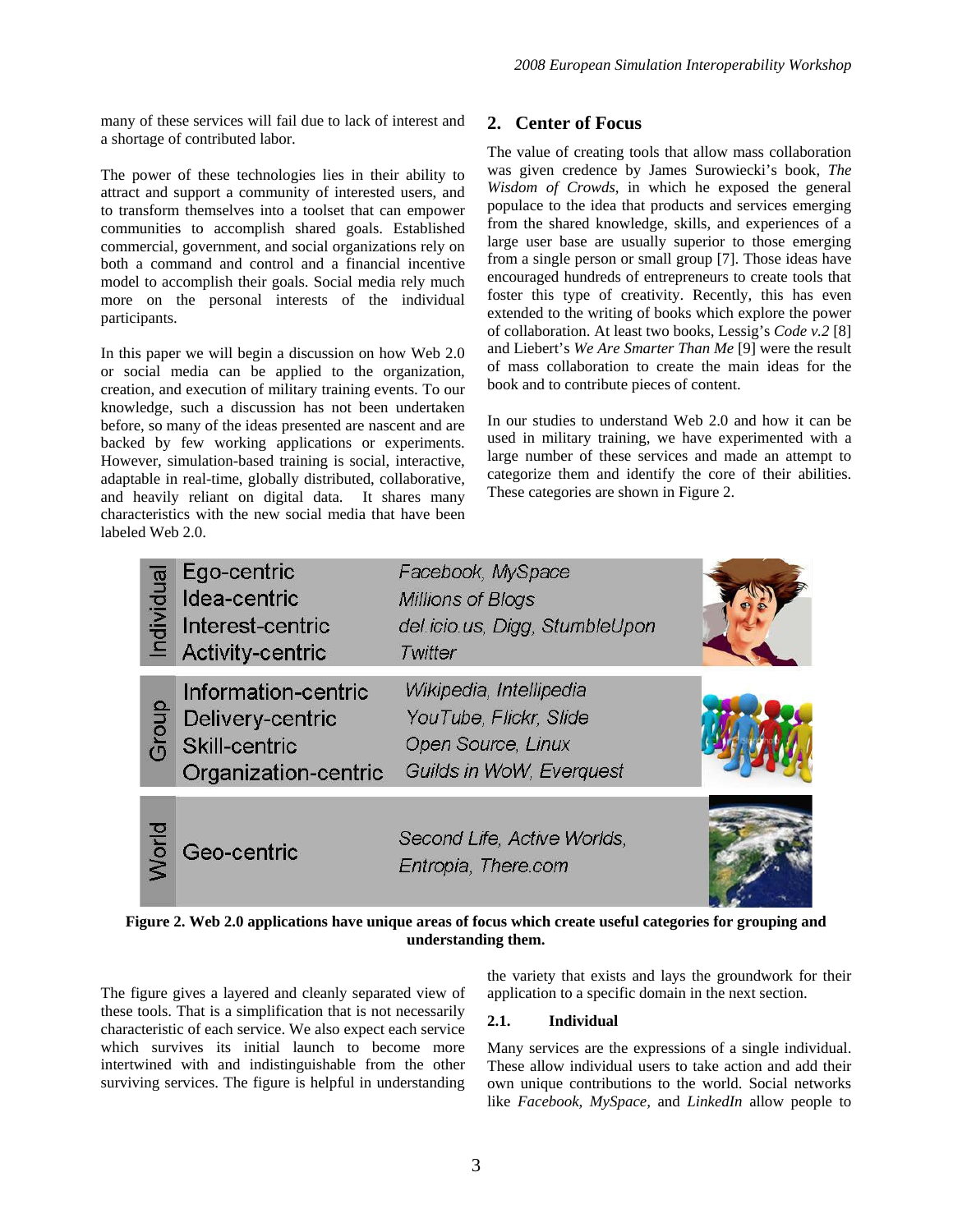many of these services will fail due to lack of interest and a shortage of contributed labor.

The power of these technologies lies in their ability to attract and support a community of interested users, and to transform themselves into a toolset that can empower communities to accomplish shared goals. Established commercial, government, and social organizations rely on both a command and control and a financial incentive model to accomplish their goals. Social media rely much more on the personal interests of the individual participants.

In this paper we will begin a discussion on how Web 2.0 or social media can be applied to the organization, creation, and execution of military training events. To our knowledge, such a discussion has not been undertaken before, so many of the ideas presented are nascent and are backed by few working applications or experiments. However, simulation-based training is social, interactive, adaptable in real-time, globally distributed, collaborative, and heavily reliant on digital data. It shares many characteristics with the new social media that have been labeled Web 2.0.

## 2. Center of Focus

The value of creating tools that allow mass collaboration was given credence by James Surowiecki's book, *The Wisdom of Crowds*, in which he exposed the general populace to the idea that products and services emerging from the shared knowledge, skills, and experiences of a large user base are usually superior to those emerging from a single person or small group [7]. Those ideas have encouraged hundreds of entrepreneurs to create tools that foster this type of creativity. Recently, this has even extended to the writing of books which explore the power of collaboration. At least two books, Lessig's *Code v.2* [8] and Liebert's *We Are Smarter Than Me* [9] were the result of mass collaboration to create the main ideas for the book and to contribute pieces of content.

In our studies to understand Web 2.0 and how it can be used in military training, we have experimented with a large number of these services and made an attempt to categorize them and identify the core of their abilities. These categories are shown in Figure 2.

| | | |
|---|---|---|
| Individual | Ego-centric | *Facebook, MySpace* |
| | Idea-centric | *Millions of Blogs* |
| | Interest-centric | *del.icio.us, Digg, StumbleUpon* |
| | Activity-centric | *Twitter* |
| Group | Information-centric | *Wikipedia, Intellipedia* |
| | Delivery-centric | *YouTube, Flickr, Slide* |
| | Skill-centric | *Open Source, Linux* |
| | Organization-centric | *Guilds in WoW, Everquest* |
| World | Geo-centric | *Second Life, Active Worlds, Entropia, There.com* |

**Figure 2. Web 2.0 applications have unique areas of focus which create useful categories for grouping and understanding them.**

The figure gives a layered and cleanly separated view of these tools. That is a simplification that is not necessarily characteristic of each service. We also expect each service which survives its initial launch to become more intertwined with and indistinguishable from the other surviving services. The figure is helpful in understanding the variety that exists and lays the groundwork for their application to a specific domain in the next section.

### 2.1. Individual

Many services are the expressions of a single individual. These allow individual users to take action and add their own unique contributions to the world. Social networks like *Facebook, MySpace,* and *LinkedIn* allow people to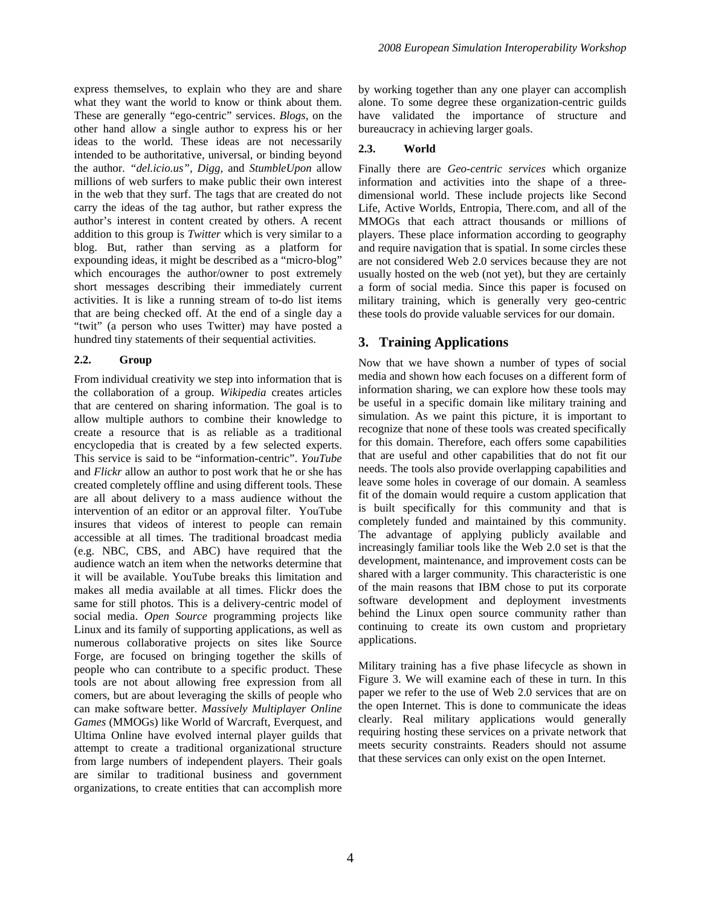express themselves, to explain who they are and share what they want the world to know or think about them. These are generally "ego-centric" services. *Blogs,* on the other hand allow a single author to express his or her ideas to the world. These ideas are not necessarily intended to be authoritative, universal, or binding beyond the author. *"del.icio.us", Digg,* and *StumbleUpon* allow millions of web surfers to make public their own interest in the web that they surf. The tags that are created do not carry the ideas of the tag author, but rather express the author's interest in content created by others. A recent addition to this group is *Twitter* which is very similar to a blog. But, rather than serving as a platform for expounding ideas, it might be described as a "micro-blog" which encourages the author/owner to post extremely short messages describing their immediately current activities. It is like a running stream of to-do list items that are being checked off. At the end of a single day a "twit" (a person who uses Twitter) may have posted a hundred tiny statements of their sequential activities.

### 2.2. Group

From individual creativity we step into information that is the collaboration of a group. *Wikipedia* creates articles that are centered on sharing information. The goal is to allow multiple authors to combine their knowledge to create a resource that is as reliable as a traditional encyclopedia that is created by a few selected experts. This service is said to be "information-centric". *YouTube* and *Flickr* allow an author to post work that he or she has created completely offline and using different tools. These are all about delivery to a mass audience without the intervention of an editor or an approval filter. YouTube insures that videos of interest to people can remain accessible at all times. The traditional broadcast media (e.g. NBC, CBS, and ABC) have required that the audience watch an item when the networks determine that it will be available. YouTube breaks this limitation and makes all media available at all times. Flickr does the same for still photos. This is a delivery-centric model of social media. *Open Source* programming projects like Linux and its family of supporting applications, as well as numerous collaborative projects on sites like Source Forge, are focused on bringing together the skills of people who can contribute to a specific product. These tools are not about allowing free expression from all comers, but are about leveraging the skills of people who can make software better. *Massively Multiplayer Online Games* (MMOGs) like World of Warcraft, Everquest, and Ultima Online have evolved internal player guilds that attempt to create a traditional organizational structure from large numbers of independent players. Their goals are similar to traditional business and government organizations, to create entities that can accomplish more by working together than any one player can accomplish alone. To some degree these organization-centric guilds have validated the importance of structure and bureaucracy in achieving larger goals.

### 2.3. World

Finally there are *Geo-centric services* which organize information and activities into the shape of a three-dimensional world. These include projects like Second Life, Active Worlds, Entropia, There.com, and all of the MMOGs that each attract thousands or millions of players. These place information according to geography and require navigation that is spatial. In some circles these are not considered Web 2.0 services because they are not usually hosted on the web (not yet), but they are certainly a form of social media. Since this paper is focused on military training, which is generally very geo-centric these tools do provide valuable services for our domain.

## 3. Training Applications

Now that we have shown a number of types of social media and shown how each focuses on a different form of information sharing, we can explore how these tools may be useful in a specific domain like military training and simulation. As we paint this picture, it is important to recognize that none of these tools was created specifically for this domain. Therefore, each offers some capabilities that are useful and other capabilities that do not fit our needs. The tools also provide overlapping capabilities and leave some holes in coverage of our domain. A seamless fit of the domain would require a custom application that is built specifically for this community and that is completely funded and maintained by this community. The advantage of applying publicly available and increasingly familiar tools like the Web 2.0 set is that the development, maintenance, and improvement costs can be shared with a larger community. This characteristic is one of the main reasons that IBM chose to put its corporate software development and deployment investments behind the Linux open source community rather than continuing to create its own custom and proprietary applications.

Military training has a five phase lifecycle as shown in Figure 3. We will examine each of these in turn. In this paper we refer to the use of Web 2.0 services that are on the open Internet. This is done to communicate the ideas clearly. Real military applications would generally requiring hosting these services on a private network that meets security constraints. Readers should not assume that these services can only exist on the open Internet.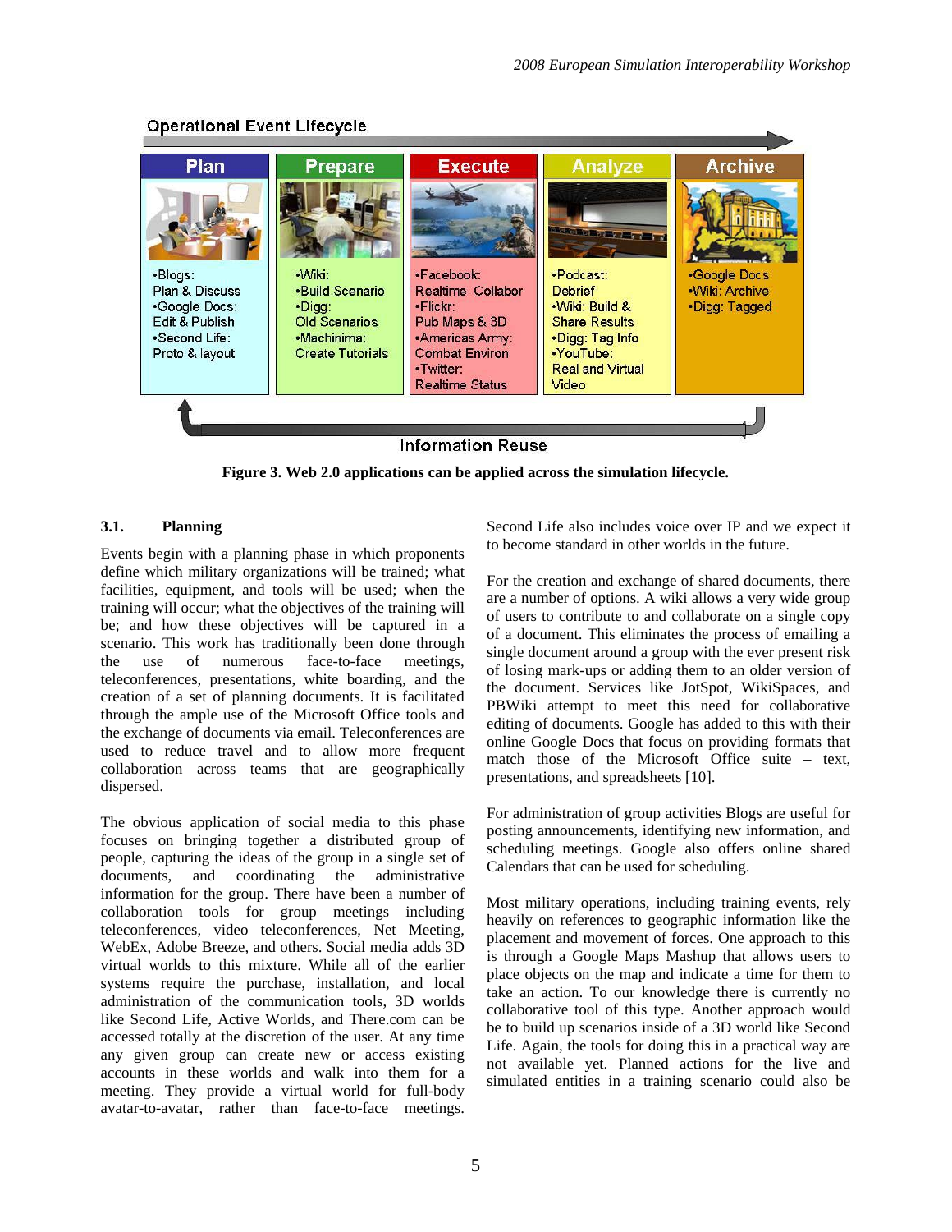Operational Event Lifecycle

| Plan | Prepare | Execute | Analyze | Archive |
| --- | --- | --- | --- | --- |
| •Blogs: Plan & Discuss •Google Docs: Edit & Publish •Second Life: Proto & layout | •Wiki: •Build Scenario •Digg: Old Scenarios •Machinima: Create Tutorials | •Facebook: Realtime Collabor •Flickr: Pub Maps & 3D •Americas Army: Combat Environ •Twitter: Realtime Status | •Podcast: Debrief •Wiki: Build & Share Results •Digg: Tag Info •YouTube: Real and Virtual Video | •Google Docs •Wiki: Archive •Digg: Tagged |

Information Reuse

**Figure 3. Web 2.0 applications can be applied across the simulation lifecycle.**

### 3.1. Planning

Events begin with a planning phase in which proponents define which military organizations will be trained; what facilities, equipment, and tools will be used; when the training will occur; what the objectives of the training will be; and how these objectives will be captured in a scenario. This work has traditionally been done through the use of numerous face-to-face meetings, teleconferences, presentations, white boarding, and the creation of a set of planning documents. It is facilitated through the ample use of the Microsoft Office tools and the exchange of documents via email. Teleconferences are used to reduce travel and to allow more frequent collaboration across teams that are geographically dispersed.

The obvious application of social media to this phase focuses on bringing together a distributed group of people, capturing the ideas of the group in a single set of documents, and coordinating the administrative information for the group. There have been a number of collaboration tools for group meetings including teleconferences, video teleconferences, Net Meeting, WebEx, Adobe Breeze, and others. Social media adds 3D virtual worlds to this mixture. While all of the earlier systems require the purchase, installation, and local administration of the communication tools, 3D worlds like Second Life, Active Worlds, and There.com can be accessed totally at the discretion of the user. At any time any given group can create new or access existing accounts in these worlds and walk into them for a meeting. They provide a virtual world for full-body avatar-to-avatar, rather than face-to-face meetings. Second Life also includes voice over IP and we expect it to become standard in other worlds in the future.

For the creation and exchange of shared documents, there are a number of options. A wiki allows a very wide group of users to contribute to and collaborate on a single copy of a document. This eliminates the process of emailing a single document around a group with the ever present risk of losing mark-ups or adding them to an older version of the document. Services like JotSpot, WikiSpaces, and PBWiki attempt to meet this need for collaborative editing of documents. Google has added to this with their online Google Docs that focus on providing formats that match those of the Microsoft Office suite – text, presentations, and spreadsheets [10].

For administration of group activities Blogs are useful for posting announcements, identifying new information, and scheduling meetings. Google also offers online shared Calendars that can be used for scheduling.

Most military operations, including training events, rely heavily on references to geographic information like the placement and movement of forces. One approach to this is through a Google Maps Mashup that allows users to place objects on the map and indicate a time for them to take an action. To our knowledge there is currently no collaborative tool of this type. Another approach would be to build up scenarios inside of a 3D world like Second Life. Again, the tools for doing this in a practical way are not available yet. Planned actions for the live and simulated entities in a training scenario could also be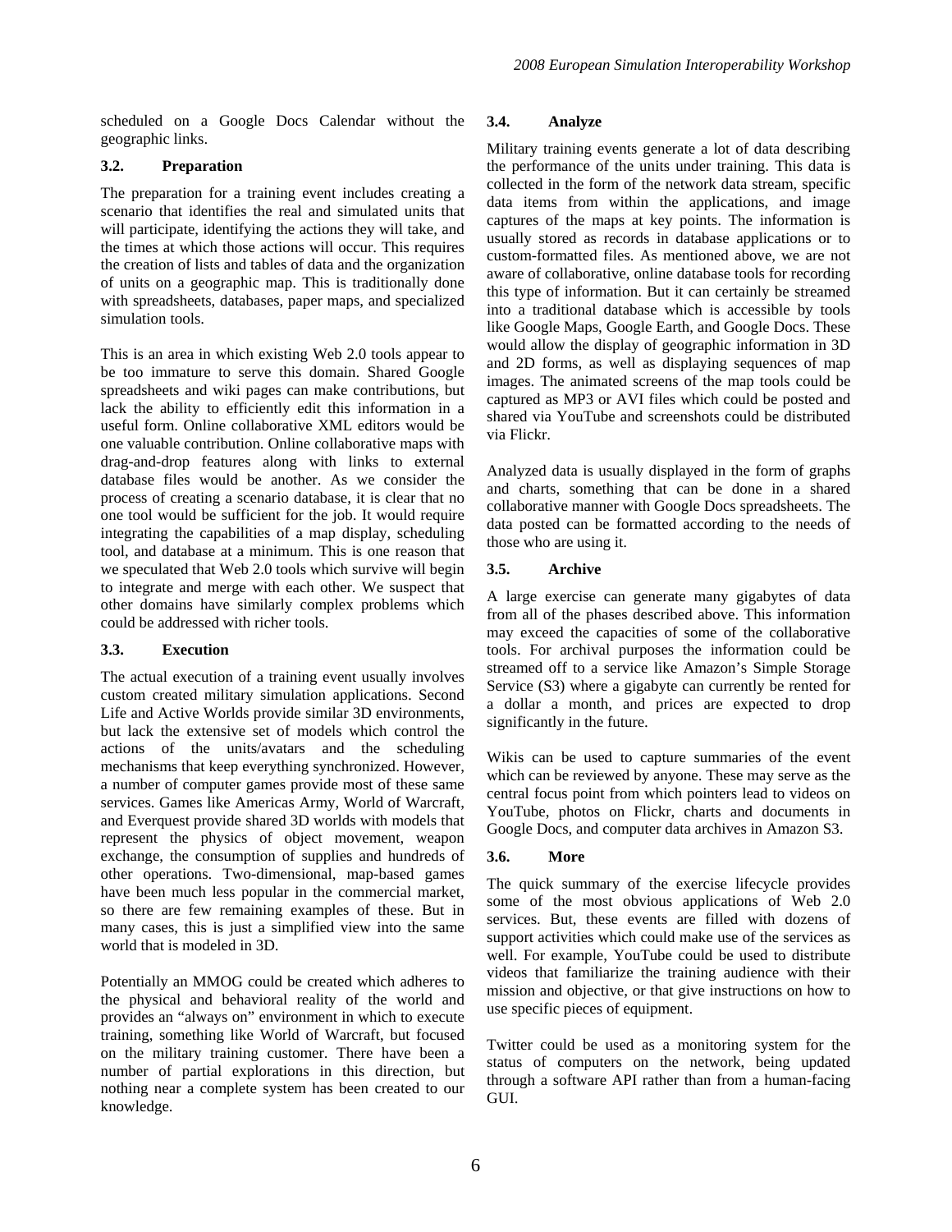scheduled on a Google Docs Calendar without the geographic links.

### 3.2. Preparation

The preparation for a training event includes creating a scenario that identifies the real and simulated units that will participate, identifying the actions they will take, and the times at which those actions will occur. This requires the creation of lists and tables of data and the organization of units on a geographic map. This is traditionally done with spreadsheets, databases, paper maps, and specialized simulation tools.

This is an area in which existing Web 2.0 tools appear to be too immature to serve this domain. Shared Google spreadsheets and wiki pages can make contributions, but lack the ability to efficiently edit this information in a useful form. Online collaborative XML editors would be one valuable contribution. Online collaborative maps with drag-and-drop features along with links to external database files would be another. As we consider the process of creating a scenario database, it is clear that no one tool would be sufficient for the job. It would require integrating the capabilities of a map display, scheduling tool, and database at a minimum. This is one reason that we speculated that Web 2.0 tools which survive will begin to integrate and merge with each other. We suspect that other domains have similarly complex problems which could be addressed with richer tools.

### 3.3. Execution

The actual execution of a training event usually involves custom created military simulation applications. Second Life and Active Worlds provide similar 3D environments, but lack the extensive set of models which control the actions of the units/avatars and the scheduling mechanisms that keep everything synchronized. However, a number of computer games provide most of these same services. Games like Americas Army, World of Warcraft, and Everquest provide shared 3D worlds with models that represent the physics of object movement, weapon exchange, the consumption of supplies and hundreds of other operations. Two-dimensional, map-based games have been much less popular in the commercial market, so there are few remaining examples of these. But in many cases, this is just a simplified view into the same world that is modeled in 3D.

Potentially an MMOG could be created which adheres to the physical and behavioral reality of the world and provides an "always on" environment in which to execute training, something like World of Warcraft, but focused on the military training customer. There have been a number of partial explorations in this direction, but nothing near a complete system has been created to our knowledge.

### 3.4. Analyze

Military training events generate a lot of data describing the performance of the units under training. This data is collected in the form of the network data stream, specific data items from within the applications, and image captures of the maps at key points. The information is usually stored as records in database applications or to custom-formatted files. As mentioned above, we are not aware of collaborative, online database tools for recording this type of information. But it can certainly be streamed into a traditional database which is accessible by tools like Google Maps, Google Earth, and Google Docs. These would allow the display of geographic information in 3D and 2D forms, as well as displaying sequences of map images. The animated screens of the map tools could be captured as MP3 or AVI files which could be posted and shared via YouTube and screenshots could be distributed via Flickr.

Analyzed data is usually displayed in the form of graphs and charts, something that can be done in a shared collaborative manner with Google Docs spreadsheets. The data posted can be formatted according to the needs of those who are using it.

### 3.5. Archive

A large exercise can generate many gigabytes of data from all of the phases described above. This information may exceed the capacities of some of the collaborative tools. For archival purposes the information could be streamed off to a service like Amazon's Simple Storage Service (S3) where a gigabyte can currently be rented for a dollar a month, and prices are expected to drop significantly in the future.

Wikis can be used to capture summaries of the event which can be reviewed by anyone. These may serve as the central focus point from which pointers lead to videos on YouTube, photos on Flickr, charts and documents in Google Docs, and computer data archives in Amazon S3.

### 3.6. More

The quick summary of the exercise lifecycle provides some of the most obvious applications of Web 2.0 services. But, these events are filled with dozens of support activities which could make use of the services as well. For example, YouTube could be used to distribute videos that familiarize the training audience with their mission and objective, or that give instructions on how to use specific pieces of equipment.

Twitter could be used as a monitoring system for the status of computers on the network, being updated through a software API rather than from a human-facing GUI.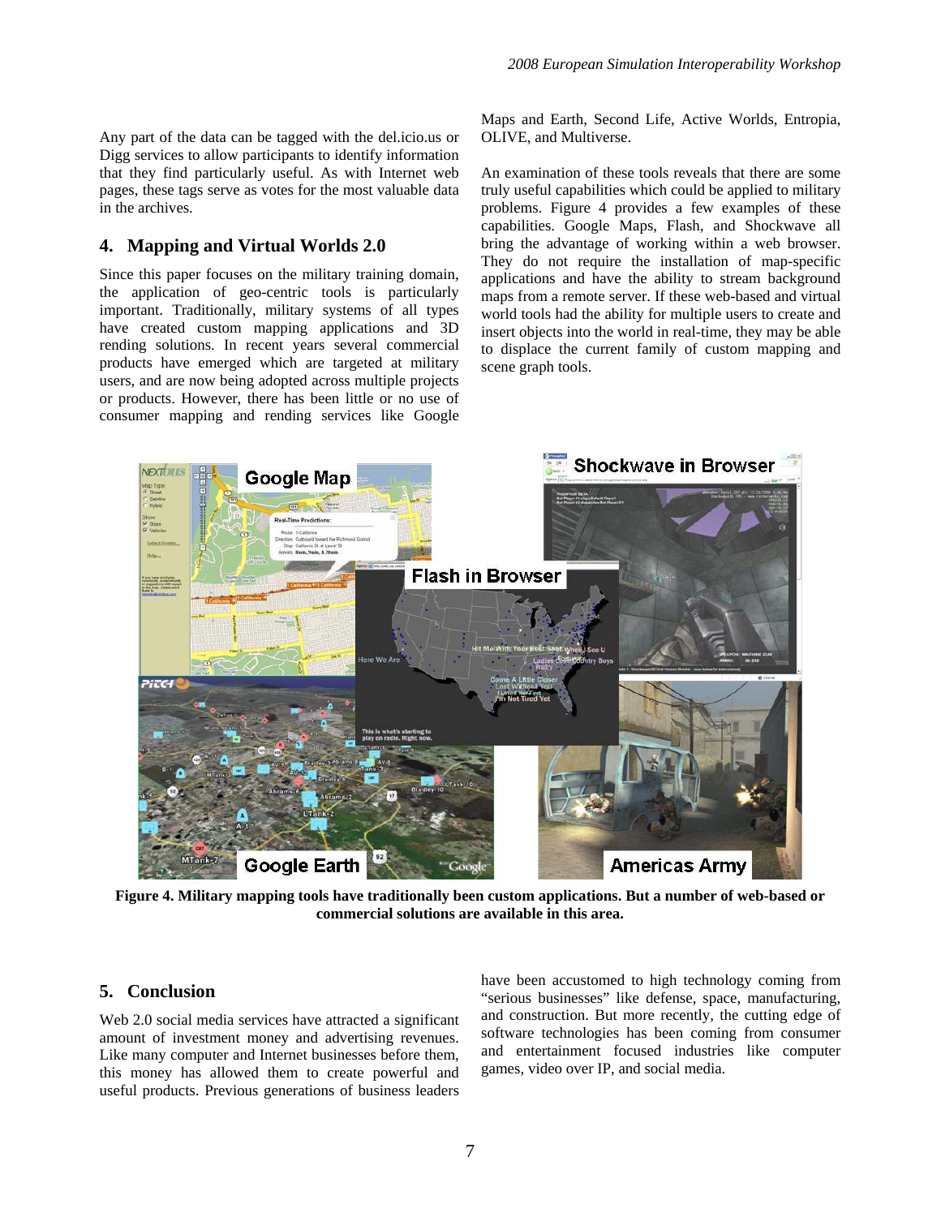Any part of the data can be tagged with the del.icio.us or Digg services to allow participants to identify information that they find particularly useful. As with Internet web pages, these tags serve as votes for the most valuable data in the archives.

## 4. Mapping and Virtual Worlds 2.0

Since this paper focuses on the military training domain, the application of geo-centric tools is particularly important. Traditionally, military systems of all types have created custom mapping applications and 3D rending solutions. In recent years several commercial products have emerged which are targeted at military users, and are now being adopted across multiple projects or products. However, there has been little or no use of consumer mapping and rending services like Google Maps and Earth, Second Life, Active Worlds, Entropia, OLIVE, and Multiverse.

An examination of these tools reveals that there are some truly useful capabilities which could be applied to military problems. Figure 4 provides a few examples of these capabilities. Google Maps, Flash, and Shockwave all bring the advantage of working within a web browser. They do not require the installation of map-specific applications and have the ability to stream background maps from a remote server. If these web-based and virtual world tools had the ability for multiple users to create and insert objects into the world in real-time, they may be able to displace the current family of custom mapping and scene graph tools.

**Figure 4. Military mapping tools have traditionally been custom applications. But a number of web-based or commercial solutions are available in this area.**

## 5. Conclusion

Web 2.0 social media services have attracted a significant amount of investment money and advertising revenues. Like many computer and Internet businesses before them, this money has allowed them to create powerful and useful products. Previous generations of business leaders have been accustomed to high technology coming from "serious businesses" like defense, space, manufacturing, and construction. But more recently, the cutting edge of software technologies has been coming from consumer and entertainment focused industries like computer games, video over IP, and social media.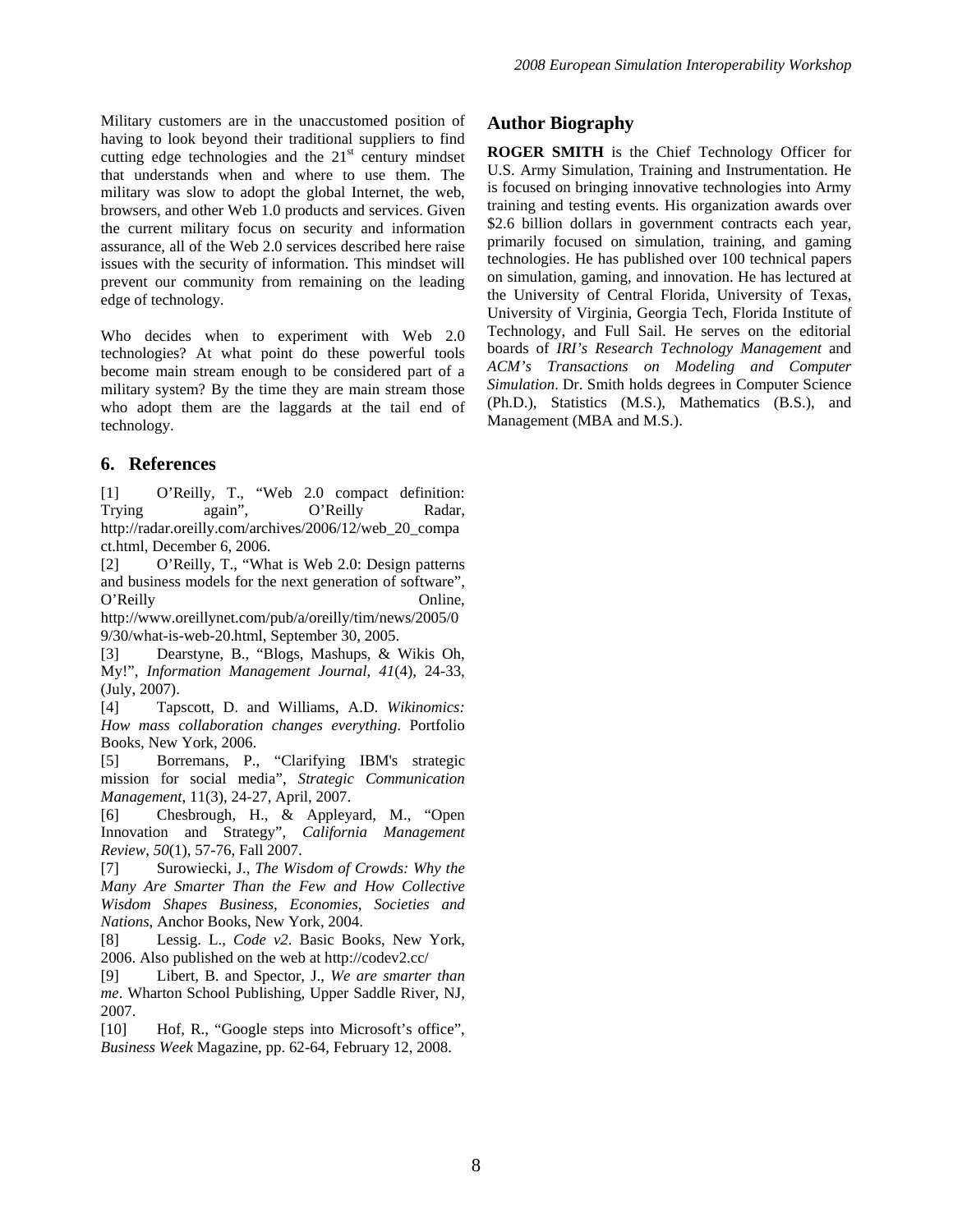Military customers are in the unaccustomed position of having to look beyond their traditional suppliers to find cutting edge technologies and the $21^{st}$ century mindset that understands when and where to use them. The military was slow to adopt the global Internet, the web, browsers, and other Web 1.0 products and services. Given the current military focus on security and information assurance, all of the Web 2.0 services described here raise issues with the security of information. This mindset will prevent our community from remaining on the leading edge of technology.

Who decides when to experiment with Web 2.0 technologies? At what point do these powerful tools become main stream enough to be considered part of a military system? By the time they are main stream those who adopt them are the laggards at the tail end of technology.

## 6. References

[1] O'Reilly, T., "Web 2.0 compact definition: Trying again", O'Reilly Radar, http://radar.oreilly.com/archives/2006/12/web_20_compact.html, December 6, 2006.

[2] O'Reilly, T., "What is Web 2.0: Design patterns and business models for the next generation of software", O'Reilly Online, http://www.oreillynet.com/pub/a/oreilly/tim/news/2005/09/30/what-is-web-20.html, September 30, 2005.

[3] Dearstyne, B., "Blogs, Mashups, & Wikis Oh, My!", *Information Management Journal, 41*(4), 24-33, (July, 2007).

[4] Tapscott, D. and Williams, A.D. *Wikinomics: How mass collaboration changes everything*. Portfolio Books, New York, 2006.

[5] Borremans, P., "Clarifying IBM's strategic mission for social media", *Strategic Communication Management*, 11(3), 24-27, April, 2007.

[6] Chesbrough, H., & Appleyard, M., "Open Innovation and Strategy", *California Management Review*, *50*(1), 57-76, Fall 2007.

[7] Surowiecki, J., *The Wisdom of Crowds: Why the Many Are Smarter Than the Few and How Collective Wisdom Shapes Business, Economies, Societies and Nations,* Anchor Books, New York, 2004.

[8] Lessig. L., *Code v2*. Basic Books, New York, 2006. Also published on the web at http://codev2.cc/

[9] Libert, B. and Spector, J., *We are smarter than me*. Wharton School Publishing, Upper Saddle River, NJ, 2007.

[10] Hof, R., "Google steps into Microsoft's office", *Business Week* Magazine, pp. 62-64, February 12, 2008.

## Author Biography

**ROGER SMITH** is the Chief Technology Officer for U.S. Army Simulation, Training and Instrumentation. He is focused on bringing innovative technologies into Army training and testing events. His organization awards over $2.6 billion dollars in government contracts each year, primarily focused on simulation, training, and gaming technologies. He has published over 100 technical papers on simulation, gaming, and innovation. He has lectured at the University of Central Florida, University of Texas, University of Virginia, Georgia Tech, Florida Institute of Technology, and Full Sail. He serves on the editorial boards of *IRI's Research Technology Management* and *ACM's Transactions on Modeling and Computer Simulation*. Dr. Smith holds degrees in Computer Science (Ph.D.), Statistics (M.S.), Mathematics (B.S.), and Management (MBA and M.S.).